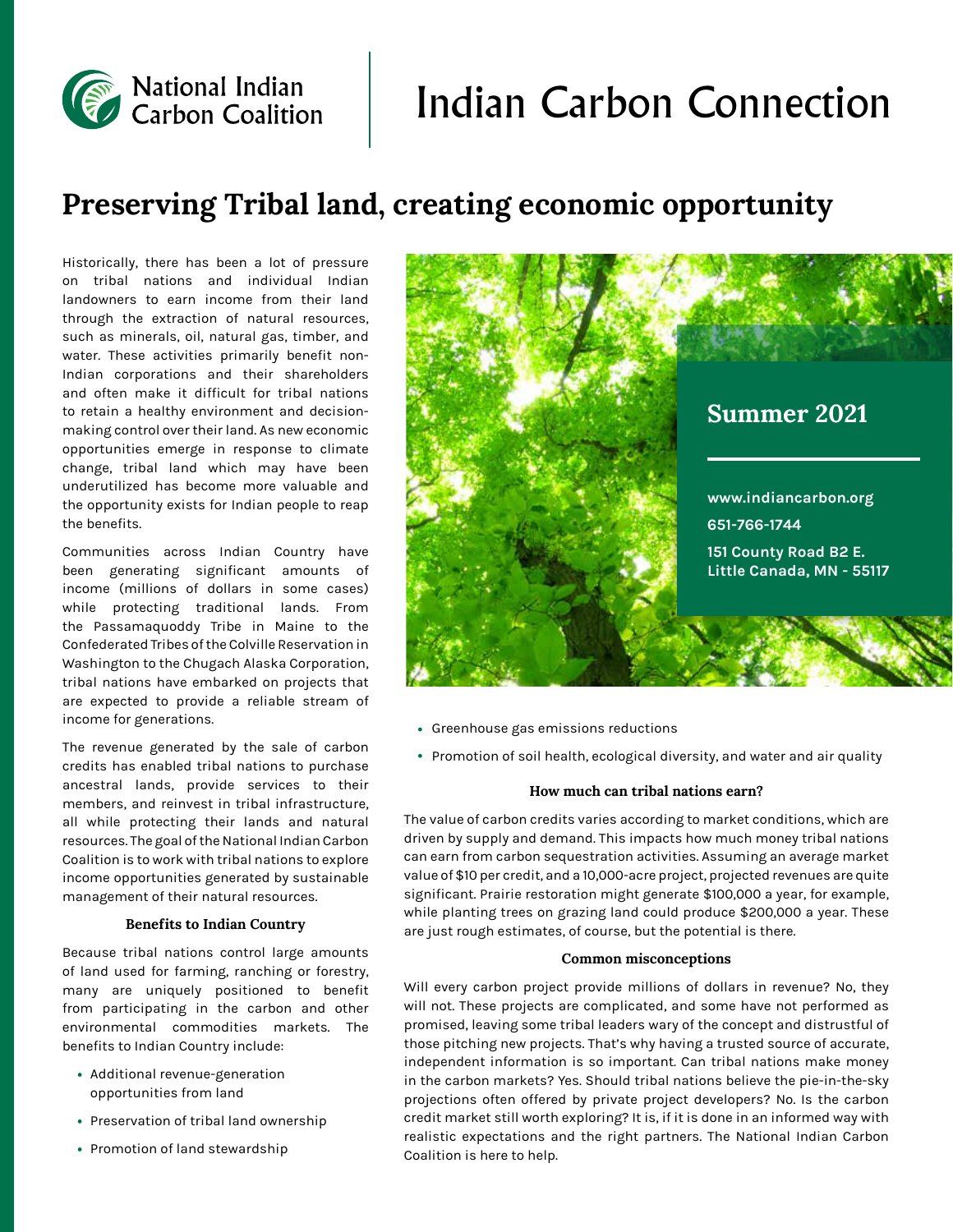National Indian Carbon Coalition

# Indian Carbon Connection

## Preserving Tribal land, creating economic opportunity

**Summer 2021**

**www.indiancarbon.org**

**651-766-1744**

**151 County Road B2 E.
Little Canada, MN - 55117**

Historically, there has been a lot of pressure on tribal nations and individual Indian landowners to earn income from their land through the extraction of natural resources, such as minerals, oil, natural gas, timber, and water. These activities primarily benefit non-Indian corporations and their shareholders and often make it difficult for tribal nations to retain a healthy environment and decision-making control over their land. As new economic opportunities emerge in response to climate change, tribal land which may have been underutilized has become more valuable and the opportunity exists for Indian people to reap the benefits.

Communities across Indian Country have been generating significant amounts of income (millions of dollars in some cases) while protecting traditional lands. From the Passamaquoddy Tribe in Maine to the Confederated Tribes of the Colville Reservation in Washington to the Chugach Alaska Corporation, tribal nations have embarked on projects that are expected to provide a reliable stream of income for generations.

The revenue generated by the sale of carbon credits has enabled tribal nations to purchase ancestral lands, provide services to their members, and reinvest in tribal infrastructure, all while protecting their lands and natural resources. The goal of the National Indian Carbon Coalition is to work with tribal nations to explore income opportunities generated by sustainable management of their natural resources.

### Benefits to Indian Country

Because tribal nations control large amounts of land used for farming, ranching or forestry, many are uniquely positioned to benefit from participating in the carbon and other environmental commodities markets. The benefits to Indian Country include:

- Additional revenue-generation opportunities from land
- Preservation of tribal land ownership
- Promotion of land stewardship
- Greenhouse gas emissions reductions
- Promotion of soil health, ecological diversity, and water and air quality

### How much can tribal nations earn?

The value of carbon credits varies according to market conditions, which are driven by supply and demand. This impacts how much money tribal nations can earn from carbon sequestration activities. Assuming an average market value of $10 per credit, and a 10,000-acre project, projected revenues are quite significant. Prairie restoration might generate $100,000 a year, for example, while planting trees on grazing land could produce $200,000 a year. These are just rough estimates, of course, but the potential is there.

### Common misconceptions

Will every carbon project provide millions of dollars in revenue? No, they will not. These projects are complicated, and some have not performed as promised, leaving some tribal leaders wary of the concept and distrustful of those pitching new projects. That's why having a trusted source of accurate, independent information is so important. Can tribal nations make money in the carbon markets? Yes. Should tribal nations believe the pie-in-the-sky projections often offered by private project developers? No. Is the carbon credit market still worth exploring? It is, if it is done in an informed way with realistic expectations and the right partners. The National Indian Carbon Coalition is here to help.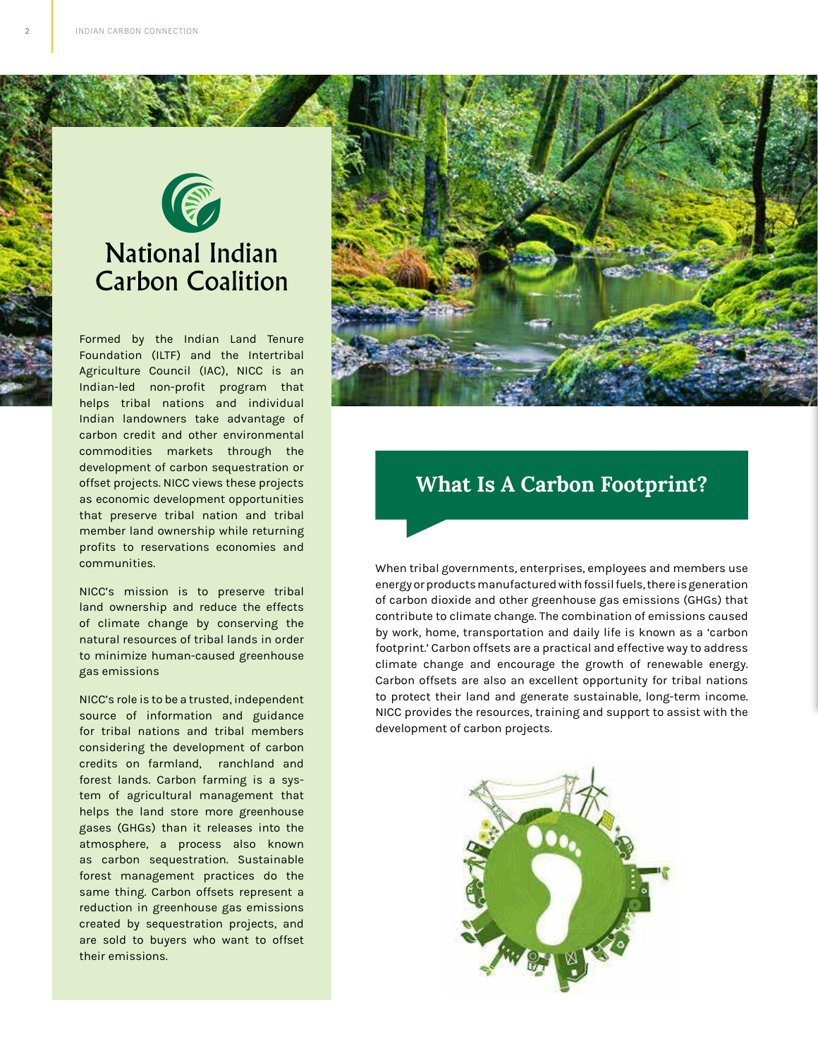# National Indian Carbon Coalition

Formed by the Indian Land Tenure Foundation (ILTF) and the Intertribal Agriculture Council (IAC), NICC is an Indian-led non-profit program that helps tribal nations and individual Indian landowners take advantage of carbon credit and other environmental commodities markets through the development of carbon sequestration or offset projects. NICC views these projects as economic development opportunities that preserve tribal nation and tribal member land ownership while returning profits to reservations economies and communities.

NICC's mission is to preserve tribal land ownership and reduce the effects of climate change by conserving the natural resources of tribal lands in order to minimize human-caused greenhouse gas emissions

NICC's role is to be a trusted, independent source of information and guidance for tribal nations and tribal members considering the development of carbon credits on farmland, ranchland and forest lands. Carbon farming is a system of agricultural management that helps the land store more greenhouse gases (GHGs) than it releases into the atmosphere, a process also known as carbon sequestration. Sustainable forest management practices do the same thing. Carbon offsets represent a reduction in greenhouse gas emissions created by sequestration projects, and are sold to buyers who want to offset their emissions.

## What Is A Carbon Footprint?

When tribal governments, enterprises, employees and members use energy or products manufactured with fossil fuels, there is generation of carbon dioxide and other greenhouse gas emissions (GHGs) that contribute to climate change. The combination of emissions caused by work, home, transportation and daily life is known as a 'carbon footprint.' Carbon offsets are a practical and effective way to address climate change and encourage the growth of renewable energy. Carbon offsets are also an excellent opportunity for tribal nations to protect their land and generate sustainable, long-term income. NICC provides the resources, training and support to assist with the development of carbon projects.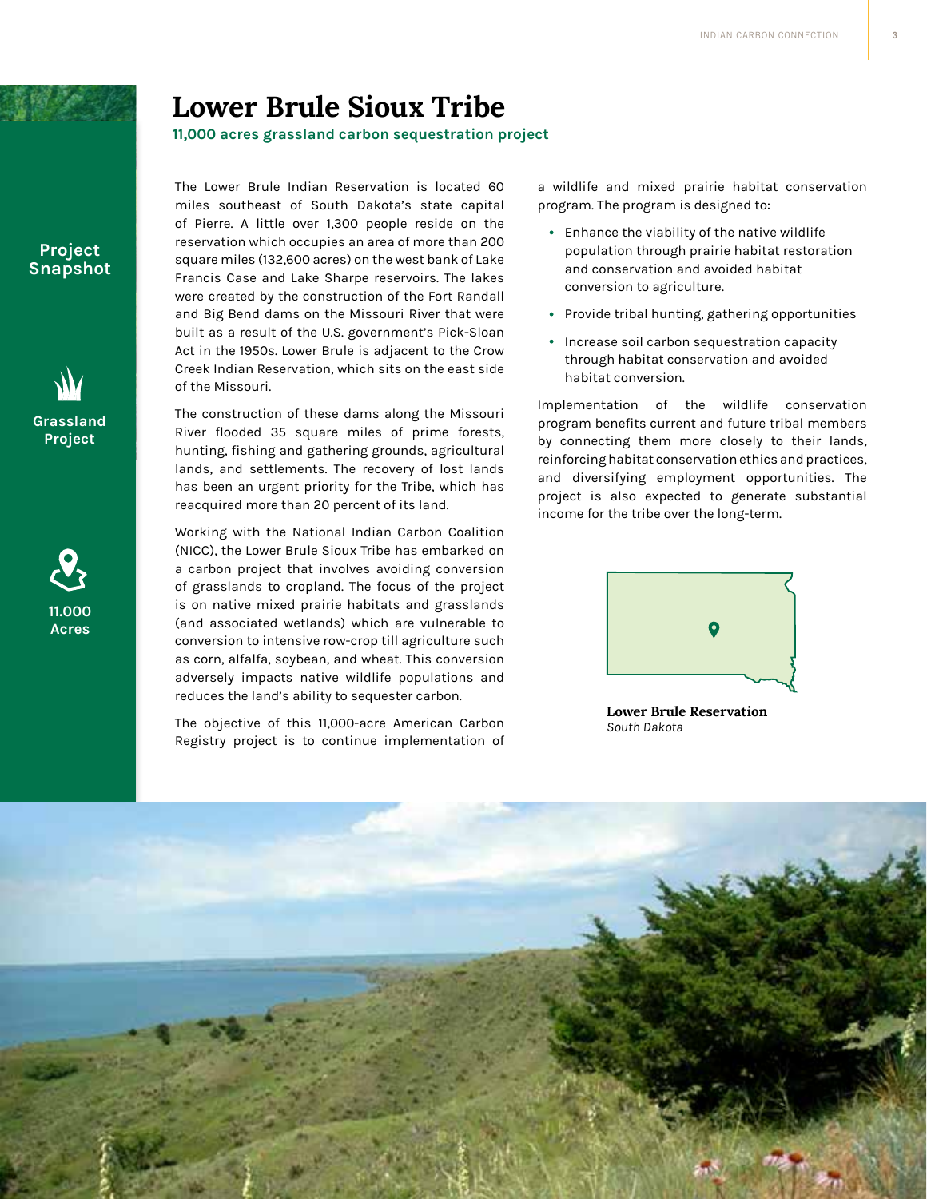# Lower Brule Sioux Tribe

**11,000 acres grassland carbon sequestration project**

**Project Snapshot**

**Grassland Project**

**11.000 Acres**

The Lower Brule Indian Reservation is located 60 miles southeast of South Dakota's state capital of Pierre. A little over 1,300 people reside on the reservation which occupies an area of more than 200 square miles (132,600 acres) on the west bank of Lake Francis Case and Lake Sharpe reservoirs. The lakes were created by the construction of the Fort Randall and Big Bend dams on the Missouri River that were built as a result of the U.S. government's Pick-Sloan Act in the 1950s. Lower Brule is adjacent to the Crow Creek Indian Reservation, which sits on the east side of the Missouri.

The construction of these dams along the Missouri River flooded 35 square miles of prime forests, hunting, fishing and gathering grounds, agricultural lands, and settlements. The recovery of lost lands has been an urgent priority for the Tribe, which has reacquired more than 20 percent of its land.

Working with the National Indian Carbon Coalition (NICC), the Lower Brule Sioux Tribe has embarked on a carbon project that involves avoiding conversion of grasslands to cropland. The focus of the project is on native mixed prairie habitats and grasslands (and associated wetlands) which are vulnerable to conversion to intensive row-crop till agriculture such as corn, alfalfa, soybean, and wheat. This conversion adversely impacts native wildlife populations and reduces the land's ability to sequester carbon.

The objective of this 11,000-acre American Carbon Registry project is to continue implementation of a wildlife and mixed prairie habitat conservation program. The program is designed to:

- Enhance the viability of the native wildlife population through prairie habitat restoration and conservation and avoided habitat conversion to agriculture.
- Provide tribal hunting, gathering opportunities
- Increase soil carbon sequestration capacity through habitat conservation and avoided habitat conversion.

Implementation of the wildlife conservation program benefits current and future tribal members by connecting them more closely to their lands, reinforcing habitat conservation ethics and practices, and diversifying employment opportunities. The project is also expected to generate substantial income for the tribe over the long-term.

**Lower Brule Reservation**
*South Dakota*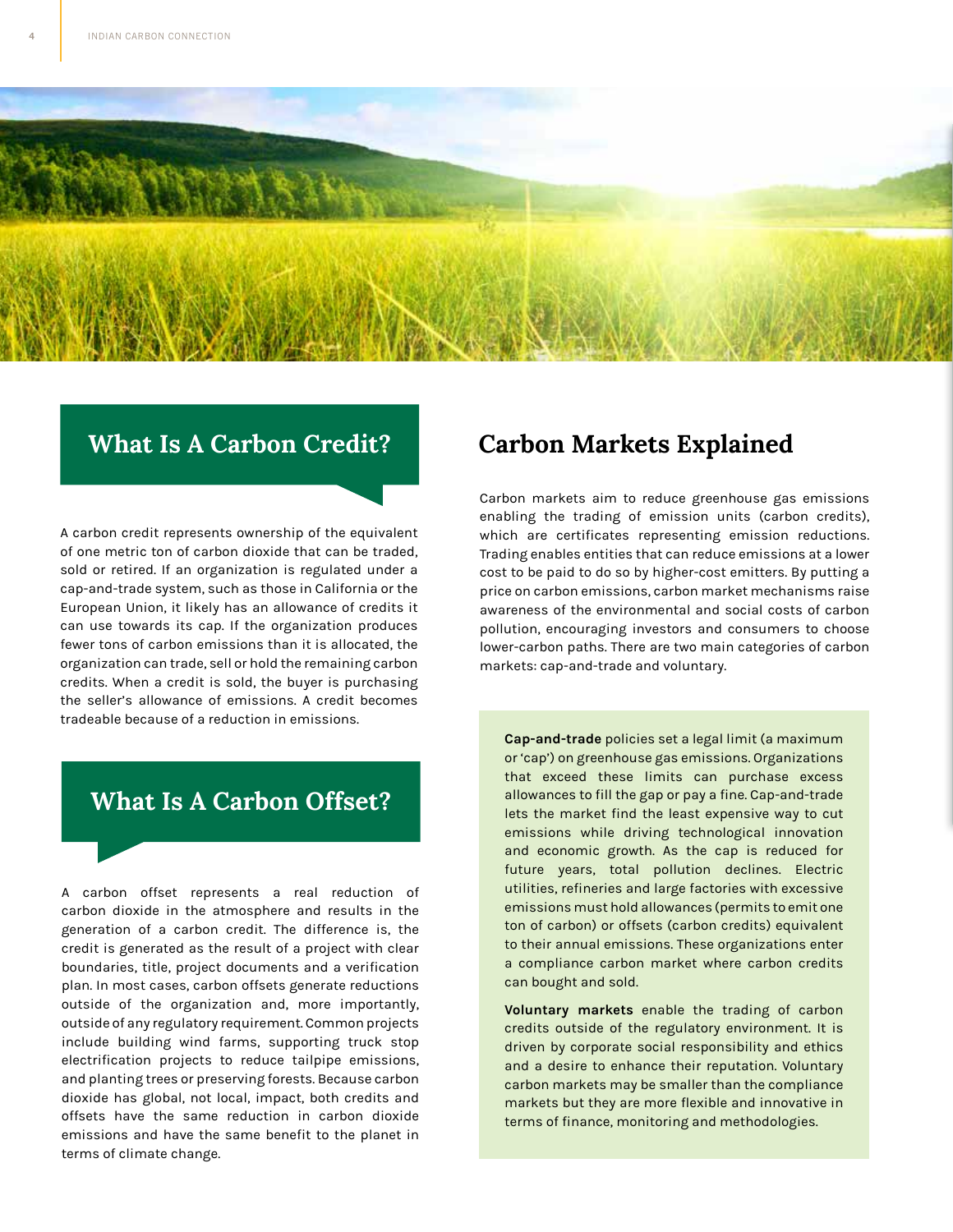## What Is A Carbon Credit?

A carbon credit represents ownership of the equivalent of one metric ton of carbon dioxide that can be traded, sold or retired. If an organization is regulated under a cap-and-trade system, such as those in California or the European Union, it likely has an allowance of credits it can use towards its cap. If the organization produces fewer tons of carbon emissions than it is allocated, the organization can trade, sell or hold the remaining carbon credits. When a credit is sold, the buyer is purchasing the seller's allowance of emissions. A credit becomes tradeable because of a reduction in emissions.

## What Is A Carbon Offset?

A carbon offset represents a real reduction of carbon dioxide in the atmosphere and results in the generation of a carbon credit. The difference is, the credit is generated as the result of a project with clear boundaries, title, project documents and a verification plan. In most cases, carbon offsets generate reductions outside of the organization and, more importantly, outside of any regulatory requirement. Common projects include building wind farms, supporting truck stop electrification projects to reduce tailpipe emissions, and planting trees or preserving forests. Because carbon dioxide has global, not local, impact, both credits and offsets have the same reduction in carbon dioxide emissions and have the same benefit to the planet in terms of climate change.

## Carbon Markets Explained

Carbon markets aim to reduce greenhouse gas emissions enabling the trading of emission units (carbon credits), which are certificates representing emission reductions. Trading enables entities that can reduce emissions at a lower cost to be paid to do so by higher-cost emitters. By putting a price on carbon emissions, carbon market mechanisms raise awareness of the environmental and social costs of carbon pollution, encouraging investors and consumers to choose lower-carbon paths. There are two main categories of carbon markets: cap-and-trade and voluntary.

**Cap-and-trade** policies set a legal limit (a maximum or 'cap') on greenhouse gas emissions. Organizations that exceed these limits can purchase excess allowances to fill the gap or pay a fine. Cap-and-trade lets the market find the least expensive way to cut emissions while driving technological innovation and economic growth. As the cap is reduced for future years, total pollution declines. Electric utilities, refineries and large factories with excessive emissions must hold allowances (permits to emit one ton of carbon) or offsets (carbon credits) equivalent to their annual emissions. These organizations enter a compliance carbon market where carbon credits can bought and sold.

**Voluntary markets** enable the trading of carbon credits outside of the regulatory environment. It is driven by corporate social responsibility and ethics and a desire to enhance their reputation. Voluntary carbon markets may be smaller than the compliance markets but they are more flexible and innovative in terms of finance, monitoring and methodologies.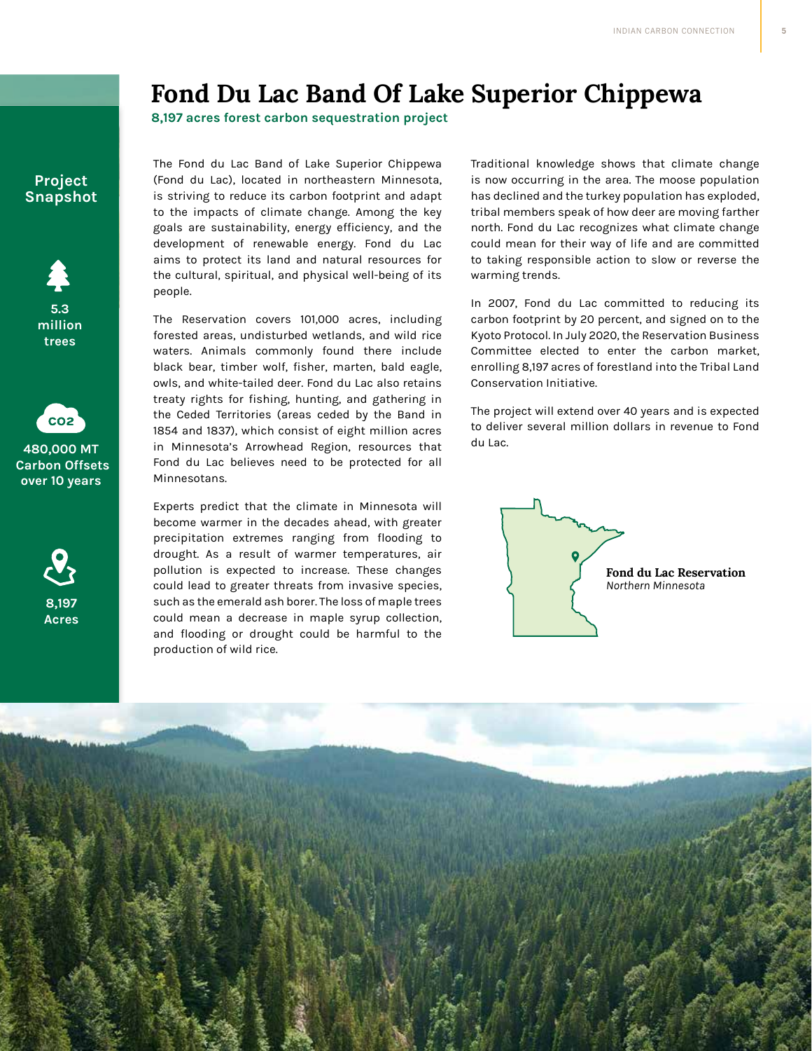# Fond Du Lac Band Of Lake Superior Chippewa

**8,197 acres forest carbon sequestration project**

**Project Snapshot**

**5.3 million trees**

**480,000 MT Carbon Offsets over 10 years**

**8,197 Acres**

The Fond du Lac Band of Lake Superior Chippewa (Fond du Lac), located in northeastern Minnesota, is striving to reduce its carbon footprint and adapt to the impacts of climate change. Among the key goals are sustainability, energy efficiency, and the development of renewable energy. Fond du Lac aims to protect its land and natural resources for the cultural, spiritual, and physical well-being of its people.

The Reservation covers 101,000 acres, including forested areas, undisturbed wetlands, and wild rice waters. Animals commonly found there include black bear, timber wolf, fisher, marten, bald eagle, owls, and white-tailed deer. Fond du Lac also retains treaty rights for fishing, hunting, and gathering in the Ceded Territories (areas ceded by the Band in 1854 and 1837), which consist of eight million acres in Minnesota's Arrowhead Region, resources that Fond du Lac believes need to be protected for all Minnesotans.

Experts predict that the climate in Minnesota will become warmer in the decades ahead, with greater precipitation extremes ranging from flooding to drought. As a result of warmer temperatures, air pollution is expected to increase. These changes could lead to greater threats from invasive species, such as the emerald ash borer. The loss of maple trees could mean a decrease in maple syrup collection, and flooding or drought could be harmful to the production of wild rice.

Traditional knowledge shows that climate change is now occurring in the area. The moose population has declined and the turkey population has exploded, tribal members speak of how deer are moving farther north. Fond du Lac recognizes what climate change could mean for their way of life and are committed to taking responsible action to slow or reverse the warming trends.

In 2007, Fond du Lac committed to reducing its carbon footprint by 20 percent, and signed on to the Kyoto Protocol. In July 2020, the Reservation Business Committee elected to enter the carbon market, enrolling 8,197 acres of forestland into the Tribal Land Conservation Initiative.

The project will extend over 40 years and is expected to deliver several million dollars in revenue to Fond du Lac.

**Fond du Lac Reservation**
*Northern Minnesota*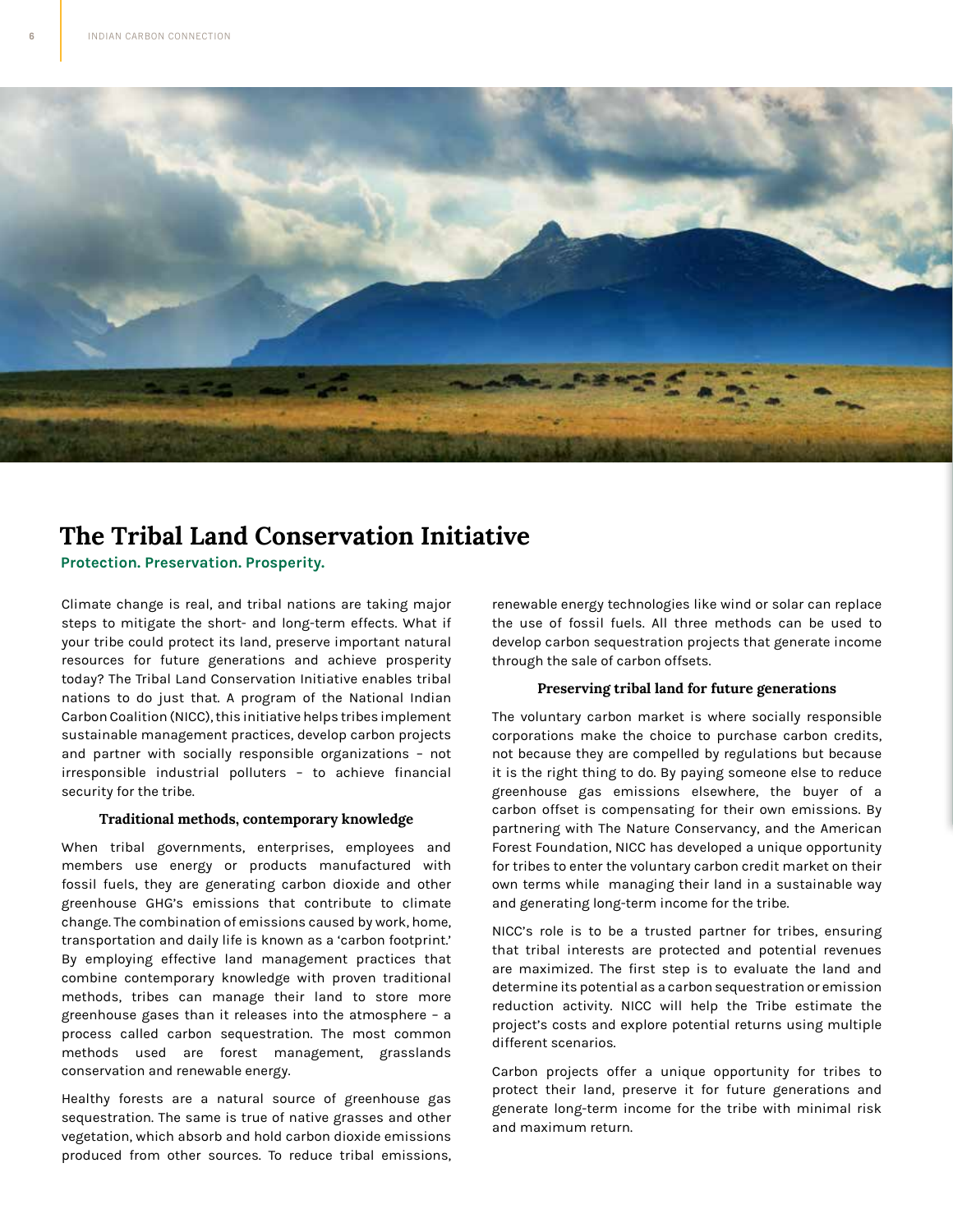# The Tribal Land Conservation Initiative

**Protection. Preservation. Prosperity.**

Climate change is real, and tribal nations are taking major steps to mitigate the short- and long-term effects. What if your tribe could protect its land, preserve important natural resources for future generations and achieve prosperity today? The Tribal Land Conservation Initiative enables tribal nations to do just that. A program of the National Indian Carbon Coalition (NICC), this initiative helps tribes implement sustainable management practices, develop carbon projects and partner with socially responsible organizations – not irresponsible industrial polluters – to achieve financial security for the tribe.

### Traditional methods, contemporary knowledge

When tribal governments, enterprises, employees and members use energy or products manufactured with fossil fuels, they are generating carbon dioxide and other greenhouse GHG's emissions that contribute to climate change. The combination of emissions caused by work, home, transportation and daily life is known as a 'carbon footprint.' By employing effective land management practices that combine contemporary knowledge with proven traditional methods, tribes can manage their land to store more greenhouse gases than it releases into the atmosphere – a process called carbon sequestration. The most common methods used are forest management, grasslands conservation and renewable energy.

Healthy forests are a natural source of greenhouse gas sequestration. The same is true of native grasses and other vegetation, which absorb and hold carbon dioxide emissions produced from other sources. To reduce tribal emissions, renewable energy technologies like wind or solar can replace the use of fossil fuels. All three methods can be used to develop carbon sequestration projects that generate income through the sale of carbon offsets.

### Preserving tribal land for future generations

The voluntary carbon market is where socially responsible corporations make the choice to purchase carbon credits, not because they are compelled by regulations but because it is the right thing to do. By paying someone else to reduce greenhouse gas emissions elsewhere, the buyer of a carbon offset is compensating for their own emissions. By partnering with The Nature Conservancy, and the American Forest Foundation, NICC has developed a unique opportunity for tribes to enter the voluntary carbon credit market on their own terms while managing their land in a sustainable way and generating long-term income for the tribe.

NICC's role is to be a trusted partner for tribes, ensuring that tribal interests are protected and potential revenues are maximized. The first step is to evaluate the land and determine its potential as a carbon sequestration or emission reduction activity. NICC will help the Tribe estimate the project's costs and explore potential returns using multiple different scenarios.

Carbon projects offer a unique opportunity for tribes to protect their land, preserve it for future generations and generate long-term income for the tribe with minimal risk and maximum return.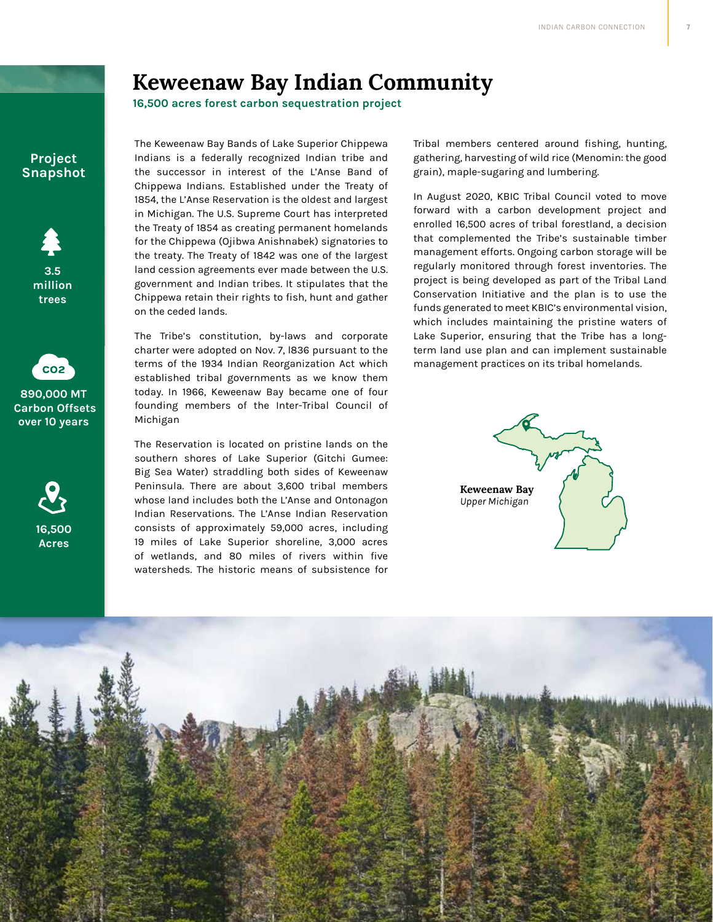# Keewenaw Bay Indian Community

**16,500 acres forest carbon sequestration project**

## Project Snapshot

**3.5 million trees**

**$CO_2$**

**890,000 MT Carbon Offsets over 10 years**

**16,500 Acres**

The Keweenaw Bay Bands of Lake Superior Chippewa Indians is a federally recognized Indian tribe and the successor in interest of the L'Anse Band of Chippewa Indians. Established under the Treaty of 1854, the L'Anse Reservation is the oldest and largest in Michigan. The U.S. Supreme Court has interpreted the Treaty of 1854 as creating permanent homelands for the Chippewa (Ojibwa Anishnabek) signatories to the treaty. The Treaty of 1842 was one of the largest land cession agreements ever made between the U.S. government and Indian tribes. It stipulates that the Chippewa retain their rights to fish, hunt and gather on the ceded lands.

The Tribe's constitution, by-laws and corporate charter were adopted on Nov. 7, l836 pursuant to the terms of the 1934 Indian Reorganization Act which established tribal governments as we know them today. In 1966, Keweenaw Bay became one of four founding members of the Inter-Tribal Council of Michigan

The Reservation is located on pristine lands on the southern shores of Lake Superior (Gitchi Gumee: Big Sea Water) straddling both sides of Keweenaw Peninsula. There are about 3,600 tribal members whose land includes both the L'Anse and Ontonagon Indian Reservations. The L'Anse Indian Reservation consists of approximately 59,000 acres, including 19 miles of Lake Superior shoreline, 3,000 acres of wetlands, and 80 miles of rivers within five watersheds. The historic means of subsistence for Tribal members centered around fishing, hunting, gathering, harvesting of wild rice (Menomin: the good grain), maple-sugaring and lumbering.

In August 2020, KBIC Tribal Council voted to move forward with a carbon development project and enrolled 16,500 acres of tribal forestland, a decision that complemented the Tribe's sustainable timber management efforts. Ongoing carbon storage will be regularly monitored through forest inventories. The project is being developed as part of the Tribal Land Conservation Initiative and the plan is to use the funds generated to meet KBIC's environmental vision, which includes maintaining the pristine waters of Lake Superior, ensuring that the Tribe has a long-term land use plan and can implement sustainable management practices on its tribal homelands.

**Keweenaw Bay**
*Upper Michigan*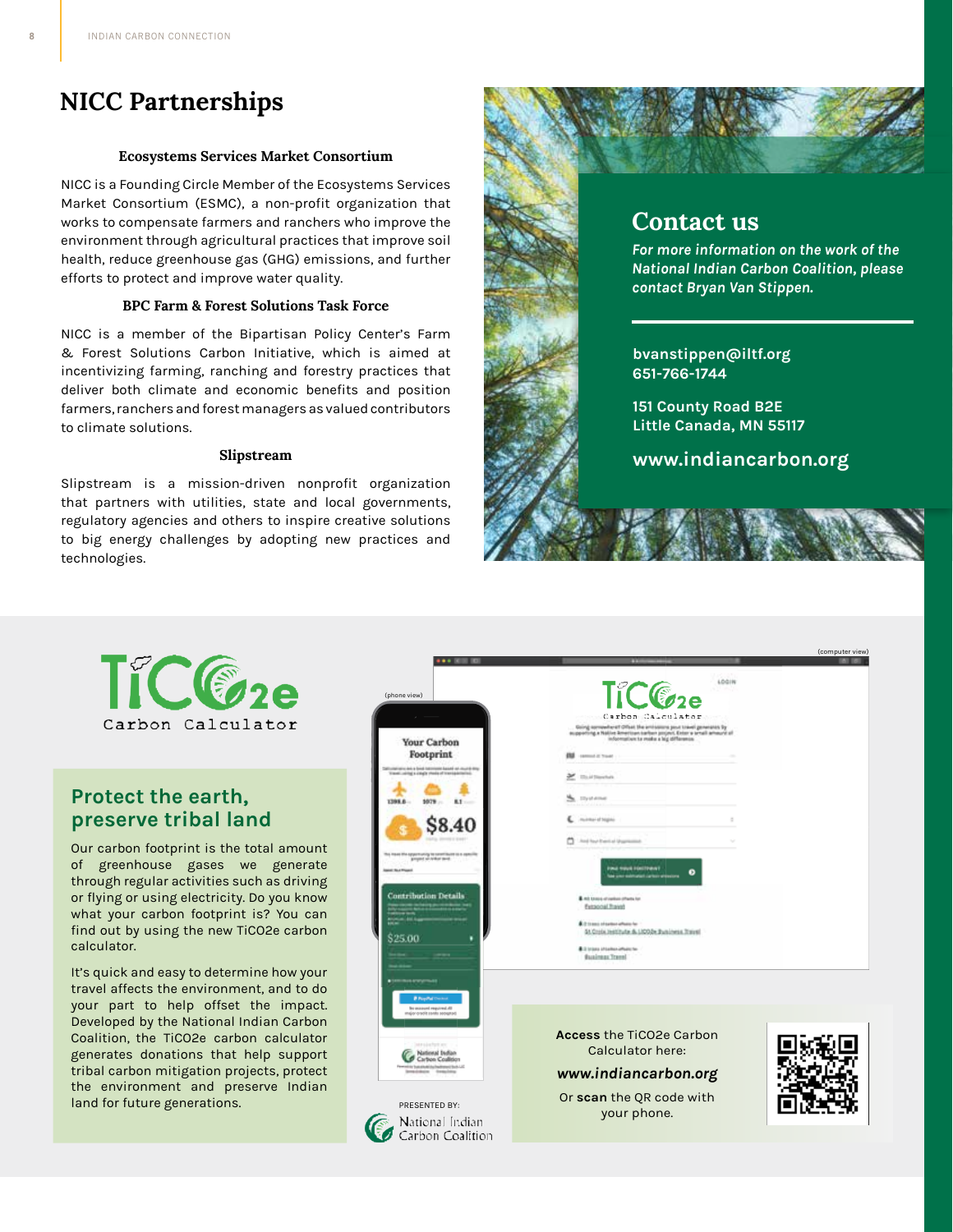# NICC Partnerships

### Ecosystems Services Market Consortium

NICC is a Founding Circle Member of the Ecosystems Services Market Consortium (ESMC), a non-profit organization that works to compensate farmers and ranchers who improve the environment through agricultural practices that improve soil health, reduce greenhouse gas (GHG) emissions, and further efforts to protect and improve water quality.

### BPC Farm & Forest Solutions Task Force

NICC is a member of the Bipartisan Policy Center's Farm & Forest Solutions Carbon Initiative, which is aimed at incentivizing farming, ranching and forestry practices that deliver both climate and economic benefits and position farmers, ranchers and forest managers as valued contributors to climate solutions.

### Slipstream

Slipstream is a mission-driven nonprofit organization that partners with utilities, state and local governments, regulatory agencies and others to inspire creative solutions to big energy challenges by adopting new practices and technologies.

## Contact us

*For more information on the work of the National Indian Carbon Coalition, please contact Bryan Van Stippen.*

**bvanstippen@iltf.org**
**651-766-1744**

**151 County Road B2E**
**Little Canada, MN 55117**

**www.indiancarbon.org**

# TiCO2e Carbon Calculator

## Protect the earth, preserve tribal land

Our carbon footprint is the total amount of greenhouse gases we generate through regular activities such as driving or flying or using electricity. Do you know what your carbon footprint is? You can find out by using the new TiCO2e carbon calculator.

It's quick and easy to determine how your travel affects the environment, and to do your part to help offset the impact. Developed by the National Indian Carbon Coalition, the TiCO2e carbon calculator generates donations that help support tribal carbon mitigation projects, protect the environment and preserve Indian land for future generations.

(phone view)

(computer view)

PRESENTED BY:
National Indian Carbon Coalition

**Access** the TiCO2e Carbon Calculator here:

***www.indiancarbon.org***

Or **scan** the QR code with your phone.